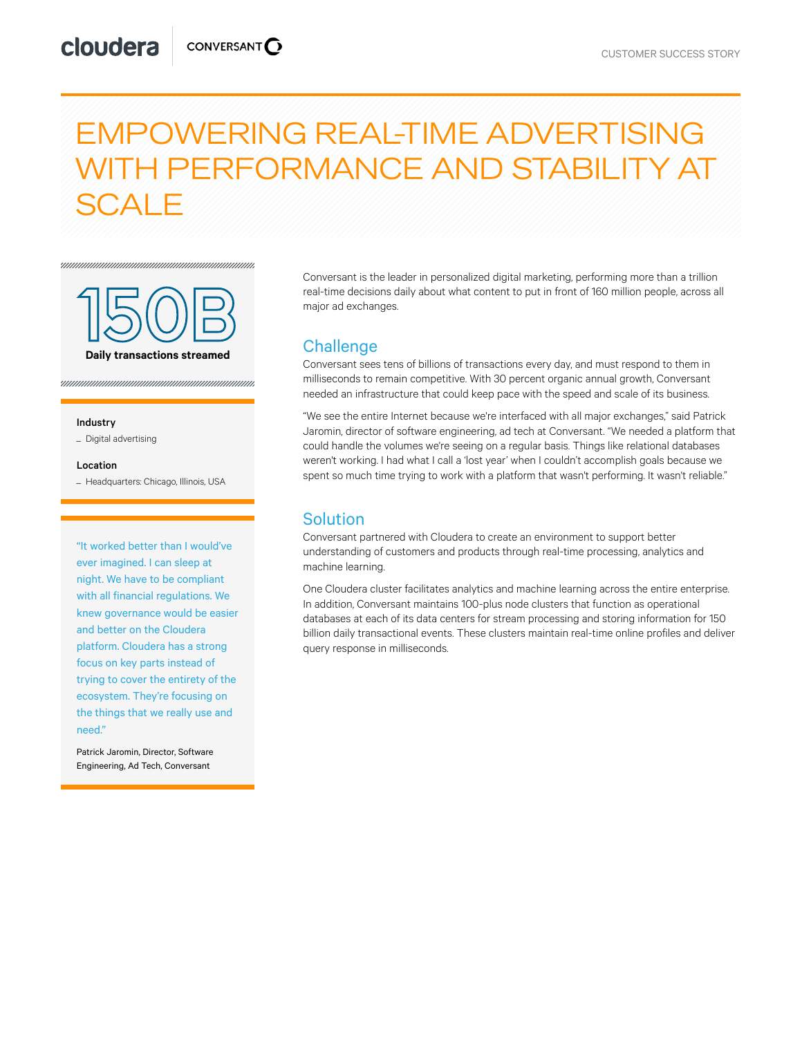CUSTOMER SUCCESS STORY

# EMPOWERING REAL-TIME ADVERTISING WITH PERFORMANCE AND STABILITY AT SCALE

**150B**

**Daily transactions streamed**

**Industry**

- Digital advertising

**Location**

- Headquarters: Chicago, Illinois, USA

"It worked better than I would've ever imagined. I can sleep at night. We have to be compliant with all financial regulations. We knew governance would be easier and better on the Cloudera platform. Cloudera has a strong focus on key parts instead of trying to cover the entirety of the ecosystem. They're focusing on the things that we really use and need."

Patrick Jaromin, Director, Software Engineering, Ad Tech, Conversant

Conversant is the leader in personalized digital marketing, performing more than a trillion real-time decisions daily about what content to put in front of 160 million people, across all major ad exchanges.

## Challenge

Conversant sees tens of billions of transactions every day, and must respond to them in milliseconds to remain competitive. With 30 percent organic annual growth, Conversant needed an infrastructure that could keep pace with the speed and scale of its business.

"We see the entire Internet because we're interfaced with all major exchanges," said Patrick Jaromin, director of software engineering, ad tech at Conversant. "We needed a platform that could handle the volumes we're seeing on a regular basis. Things like relational databases weren't working. I had what I call a 'lost year' when I couldn't accomplish goals because we spent so much time trying to work with a platform that wasn't performing. It wasn't reliable."

## Solution

Conversant partnered with Cloudera to create an environment to support better understanding of customers and products through real-time processing, analytics and machine learning.

One Cloudera cluster facilitates analytics and machine learning across the entire enterprise. In addition, Conversant maintains 100-plus node clusters that function as operational databases at each of its data centers for stream processing and storing information for 150 billion daily transactional events. These clusters maintain real-time online profiles and deliver query response in milliseconds.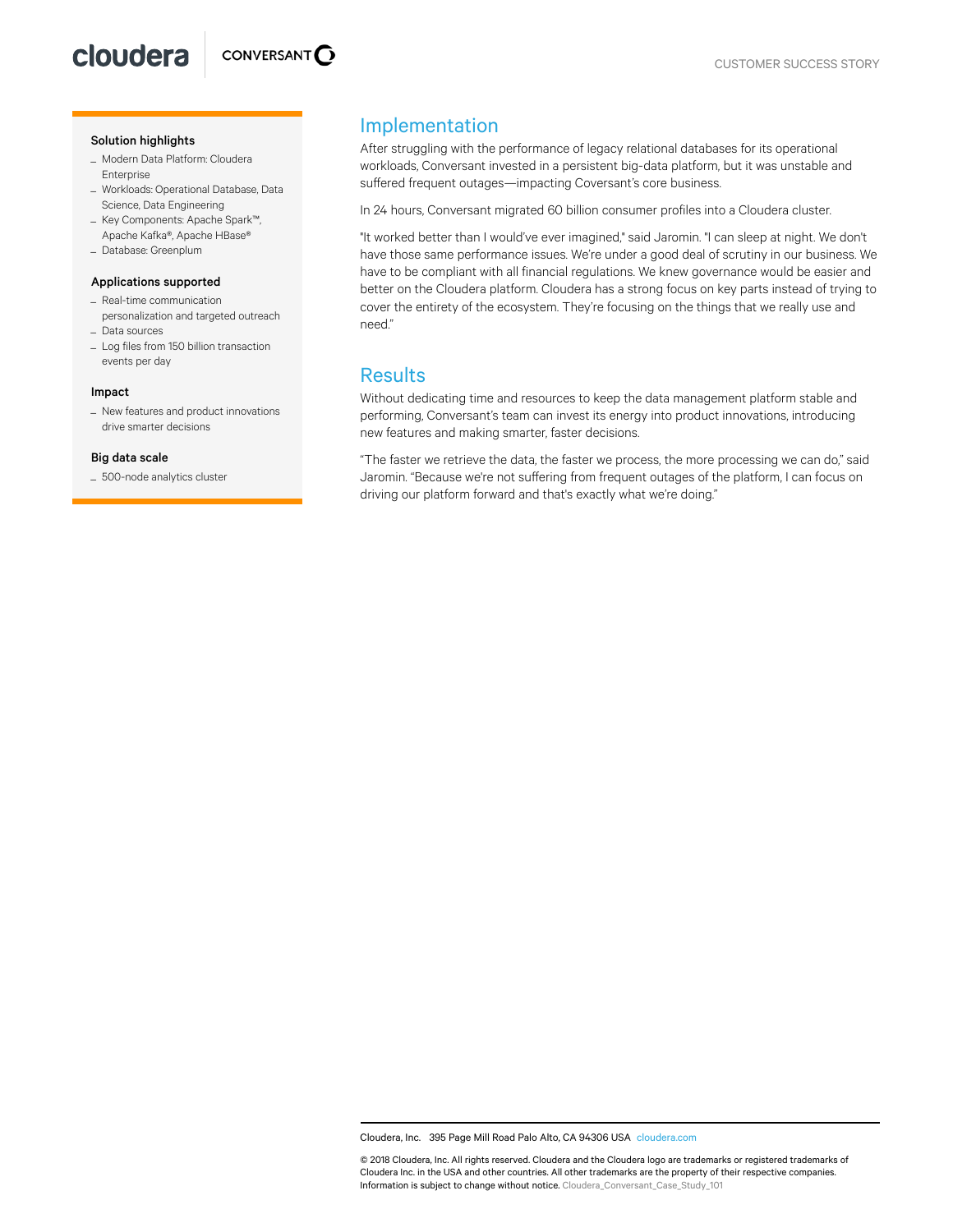### Solution highlights

- Modern Data Platform: Cloudera Enterprise
- Workloads: Operational Database, Data Science, Data Engineering
- Key Components: Apache Spark™, Apache Kafka®, Apache HBase®
- Database: Greenplum

### Applications supported

- Real-time communication personalization and targeted outreach
- Data sources
- Log files from 150 billion transaction events per day

### Impact

- New features and product innovations drive smarter decisions

### Big data scale

- 500-node analytics cluster

## Implementation

After struggling with the performance of legacy relational databases for its operational workloads, Conversant invested in a persistent big-data platform, but it was unstable and suffered frequent outages—impacting Coversant's core business.

In 24 hours, Conversant migrated 60 billion consumer profiles into a Cloudera cluster.

"It worked better than I would've ever imagined," said Jaromin. "I can sleep at night. We don't have those same performance issues. We're under a good deal of scrutiny in our business. We have to be compliant with all financial regulations. We knew governance would be easier and better on the Cloudera platform. Cloudera has a strong focus on key parts instead of trying to cover the entirety of the ecosystem. They're focusing on the things that we really use and need."

## Results

Without dedicating time and resources to keep the data management platform stable and performing, Conversant's team can invest its energy into product innovations, introducing new features and making smarter, faster decisions.

"The faster we retrieve the data, the faster we process, the more processing we can do," said Jaromin. "Because we're not suffering from frequent outages of the platform, I can focus on driving our platform forward and that's exactly what we're doing."

Cloudera, Inc. 395 Page Mill Road Palo Alto, CA 94306 USA cloudera.com

© 2018 Cloudera, Inc. All rights reserved. Cloudera and the Cloudera logo are trademarks or registered trademarks of Cloudera Inc. in the USA and other countries. All other trademarks are the property of their respective companies. Information is subject to change without notice. Cloudera_Conversant_Case_Study_101